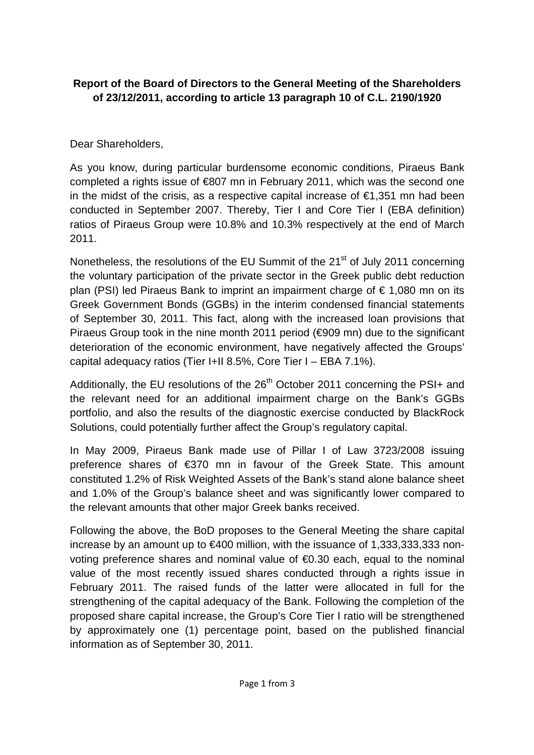**Report of the Board of Directors to the General Meeting of the Shareholders of 23/12/2011, according to article 13 paragraph 10 of C.L. 2190/1920**

Dear Shareholders,

As you know, during particular burdensome economic conditions, Piraeus Bank completed a rights issue of €807 mn in February 2011, which was the second one in the midst of the crisis, as a respective capital increase of €1,351 mn had been conducted in September 2007. Thereby, Tier I and Core Tier I (EBA definition) ratios of Piraeus Group were 10.8% and 10.3% respectively at the end of March 2011.

Nonetheless, the resolutions of the EU Summit of the 21st of July 2011 concerning the voluntary participation of the private sector in the Greek public debt reduction plan (PSI) led Piraeus Bank to imprint an impairment charge of € 1,080 mn on its Greek Government Bonds (GGBs) in the interim condensed financial statements of September 30, 2011. This fact, along with the increased loan provisions that Piraeus Group took in the nine month 2011 period (€909 mn) due to the significant deterioration of the economic environment, have negatively affected the Groups' capital adequacy ratios (Tier I+II 8.5%, Core Tier I – EBA 7.1%).

Additionally, the EU resolutions of the 26th October 2011 concerning the PSI+ and the relevant need for an additional impairment charge on the Bank's GGBs portfolio, and also the results of the diagnostic exercise conducted by BlackRock Solutions, could potentially further affect the Group's regulatory capital.

In May 2009, Piraeus Bank made use of Pillar I of Law 3723/2008 issuing preference shares of €370 mn in favour of the Greek State. This amount constituted 1.2% of Risk Weighted Assets of the Bank's stand alone balance sheet and 1.0% of the Group's balance sheet and was significantly lower compared to the relevant amounts that other major Greek banks received.

Following the above, the BoD proposes to the General Meeting the share capital increase by an amount up to €400 million, with the issuance of 1,333,333,333 non-voting preference shares and nominal value of €0.30 each, equal to the nominal value of the most recently issued shares conducted through a rights issue in February 2011. The raised funds of the latter were allocated in full for the strengthening of the capital adequacy of the Bank. Following the completion of the proposed share capital increase, the Group's Core Tier I ratio will be strengthened by approximately one (1) percentage point, based on the published financial information as of September 30, 2011.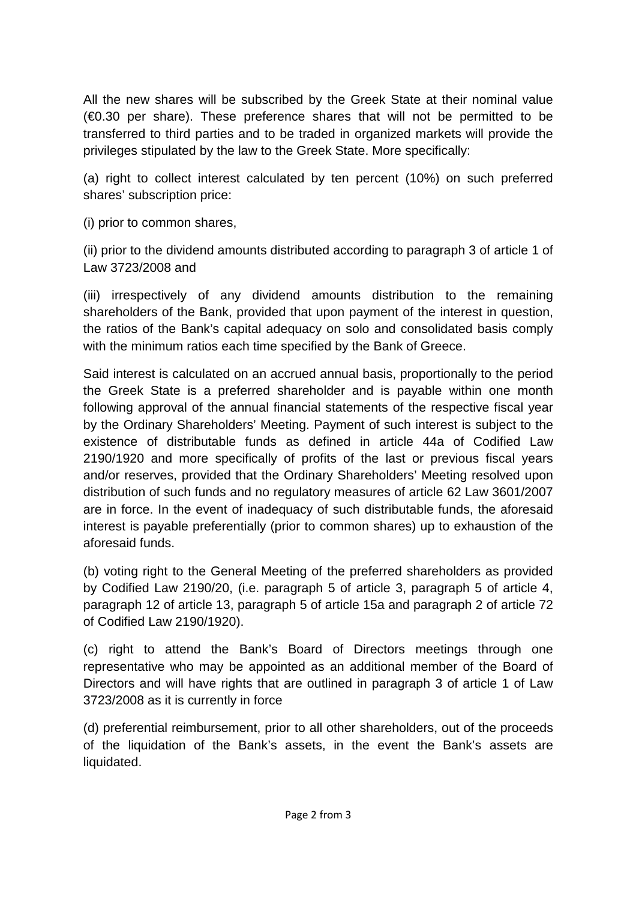All the new shares will be subscribed by the Greek State at their nominal value (€0.30 per share). These preference shares that will not be permitted to be transferred to third parties and to be traded in organized markets will provide the privileges stipulated by the law to the Greek State. More specifically:

(a) right to collect interest calculated by ten percent (10%) on such preferred shares' subscription price:

(i) prior to common shares,

(ii) prior to the dividend amounts distributed according to paragraph 3 of article 1 of Law 3723/2008 and

(iii) irrespectively of any dividend amounts distribution to the remaining shareholders of the Bank, provided that upon payment of the interest in question, the ratios of the Bank's capital adequacy on solo and consolidated basis comply with the minimum ratios each time specified by the Bank of Greece.

Said interest is calculated on an accrued annual basis, proportionally to the period the Greek State is a preferred shareholder and is payable within one month following approval of the annual financial statements of the respective fiscal year by the Ordinary Shareholders' Meeting. Payment of such interest is subject to the existence of distributable funds as defined in article 44a of Codified Law 2190/1920 and more specifically of profits of the last or previous fiscal years and/or reserves, provided that the Ordinary Shareholders' Meeting resolved upon distribution of such funds and no regulatory measures of article 62 Law 3601/2007 are in force. In the event of inadequacy of such distributable funds, the aforesaid interest is payable preferentially (prior to common shares) up to exhaustion of the aforesaid funds.

(b) voting right to the General Meeting of the preferred shareholders as provided by Codified Law 2190/20, (i.e. paragraph 5 of article 3, paragraph 5 of article 4, paragraph 12 of article 13, paragraph 5 of article 15a and paragraph 2 of article 72 of Codified Law 2190/1920).

(c) right to attend the Bank's Board of Directors meetings through one representative who may be appointed as an additional member of the Board of Directors and will have rights that are outlined in paragraph 3 of article 1 of Law 3723/2008 as it is currently in force

(d) preferential reimbursement, prior to all other shareholders, out of the proceeds of the liquidation of the Bank's assets, in the event the Bank's assets are liquidated.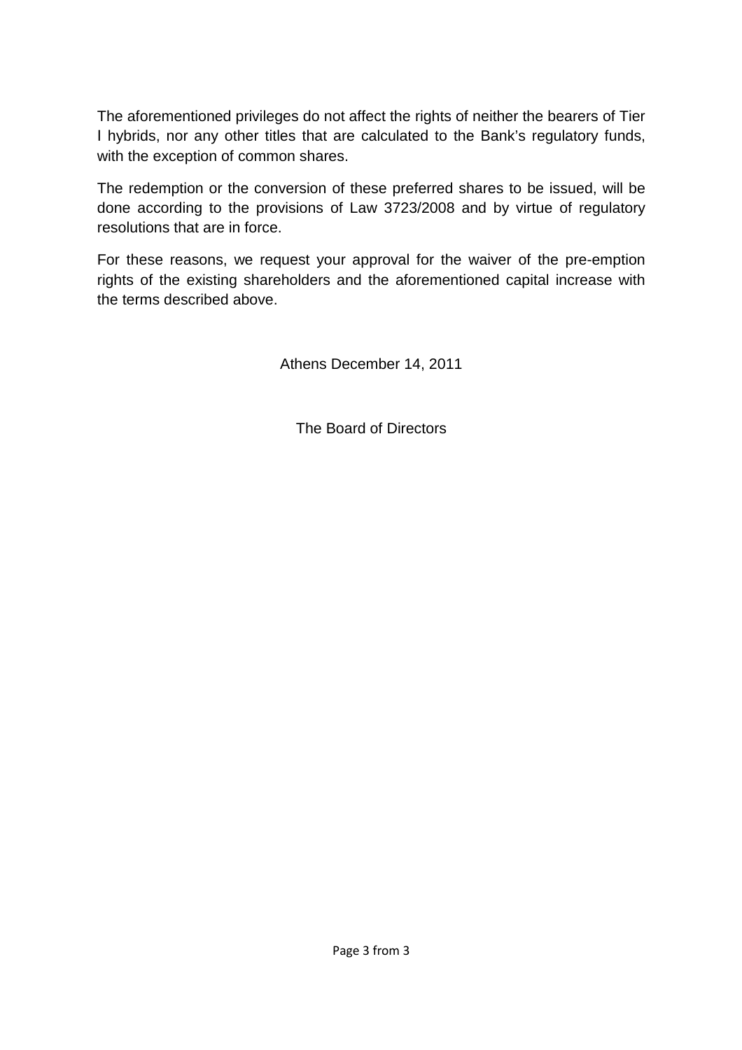The aforementioned privileges do not affect the rights of neither the bearers of Tier I hybrids, nor any other titles that are calculated to the Bank's regulatory funds, with the exception of common shares.

The redemption or the conversion of these preferred shares to be issued, will be done according to the provisions of Law 3723/2008 and by virtue of regulatory resolutions that are in force.

For these reasons, we request your approval for the waiver of the pre-emption rights of the existing shareholders and the aforementioned capital increase with the terms described above.

Athens December 14, 2011

The Board of Directors